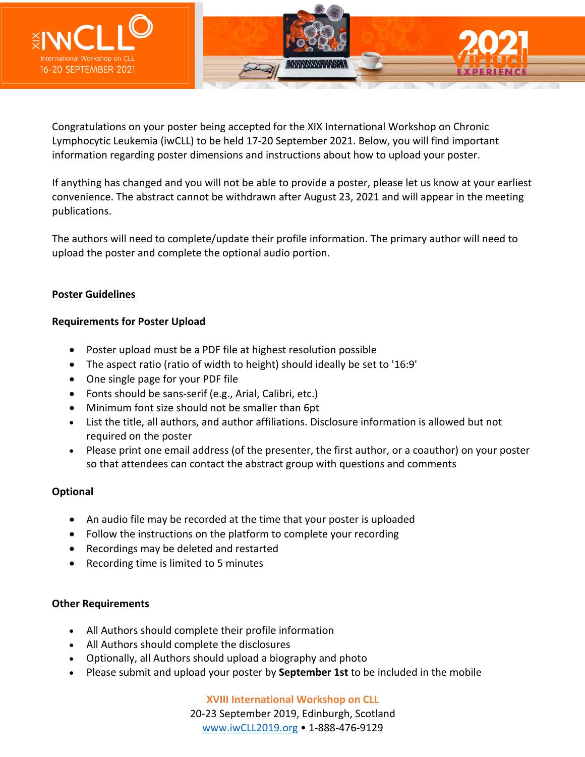Congratulations on your poster being accepted for the XIX International Workshop on Chronic Lymphocytic Leukemia (iwCLL) to be held 17-20 September 2021. Below, you will find important information regarding poster dimensions and instructions about how to upload your poster.

If anything has changed and you will not be able to provide a poster, please let us know at your earliest convenience. The abstract cannot be withdrawn after August 23, 2021 and will appear in the meeting publications.

The authors will need to complete/update their profile information. The primary author will need to upload the poster and complete the optional audio portion.

## Poster Guidelines

### Requirements for Poster Upload

- Poster upload must be a PDF file at highest resolution possible
- The aspect ratio (ratio of width to height) should ideally be set to '16:9'
- One single page for your PDF file
- Fonts should be sans-serif (e.g., Arial, Calibri, etc.)
- Minimum font size should not be smaller than 6pt
- List the title, all authors, and author affiliations. Disclosure information is allowed but not required on the poster
- Please print one email address (of the presenter, the first author, or a coauthor) on your poster so that attendees can contact the abstract group with questions and comments

### Optional

- An audio file may be recorded at the time that your poster is uploaded
- Follow the instructions on the platform to complete your recording
- Recordings may be deleted and restarted
- Recording time is limited to 5 minutes

### Other Requirements

- All Authors should complete their profile information
- All Authors should complete the disclosures
- Optionally, all Authors should upload a biography and photo
- Please submit and upload your poster by **September 1st** to be included in the mobile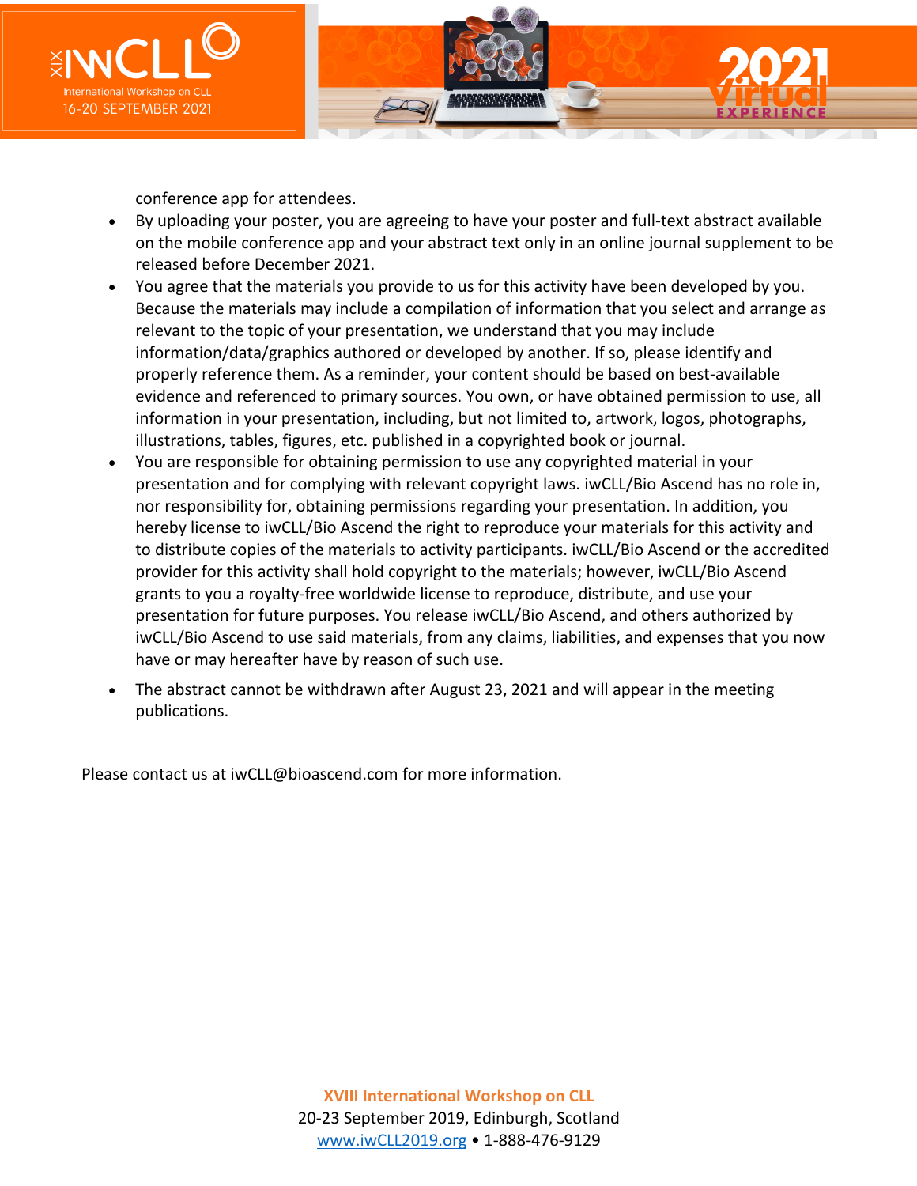conference app for attendees.

- By uploading your poster, you are agreeing to have your poster and full-text abstract available on the mobile conference app and your abstract text only in an online journal supplement to be released before December 2021.
- You agree that the materials you provide to us for this activity have been developed by you. Because the materials may include a compilation of information that you select and arrange as relevant to the topic of your presentation, we understand that you may include information/data/graphics authored or developed by another. If so, please identify and properly reference them. As a reminder, your content should be based on best-available evidence and referenced to primary sources. You own, or have obtained permission to use, all information in your presentation, including, but not limited to, artwork, logos, photographs, illustrations, tables, figures, etc. published in a copyrighted book or journal.
- You are responsible for obtaining permission to use any copyrighted material in your presentation and for complying with relevant copyright laws. iwCLL/Bio Ascend has no role in, nor responsibility for, obtaining permissions regarding your presentation. In addition, you hereby license to iwCLL/Bio Ascend the right to reproduce your materials for this activity and to distribute copies of the materials to activity participants. iwCLL/Bio Ascend or the accredited provider for this activity shall hold copyright to the materials; however, iwCLL/Bio Ascend grants to you a royalty-free worldwide license to reproduce, distribute, and use your presentation for future purposes. You release iwCLL/Bio Ascend, and others authorized by iwCLL/Bio Ascend to use said materials, from any claims, liabilities, and expenses that you now have or may hereafter have by reason of such use.
- The abstract cannot be withdrawn after August 23, 2021 and will appear in the meeting publications.

Please contact us at iwCLL@bioascend.com for more information.